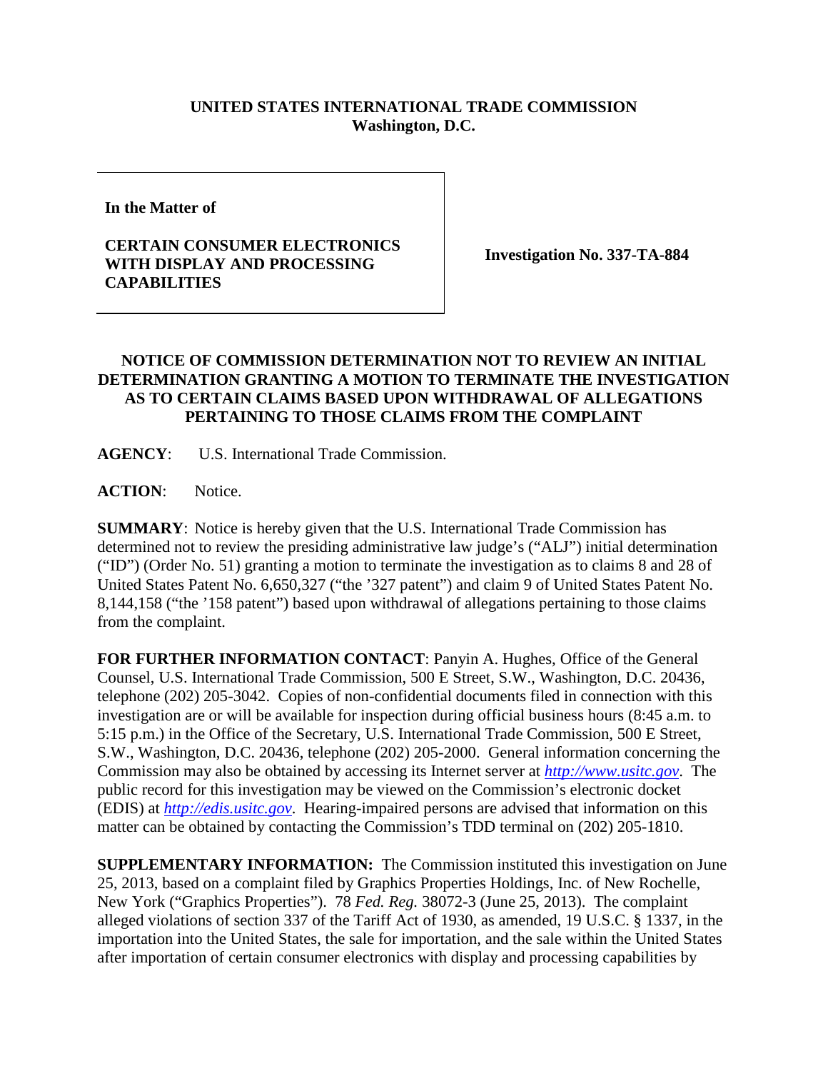**UNITED STATES INTERNATIONAL TRADE COMMISSION**
**Washington, D.C.**

| In the Matter of<br><br>**CERTAIN CONSUMER ELECTRONICS WITH DISPLAY AND PROCESSING CAPABILITIES** | **Investigation No. 337-TA-884** |
|---|---|

## NOTICE OF COMMISSION DETERMINATION NOT TO REVIEW AN INITIAL DETERMINATION GRANTING A MOTION TO TERMINATE THE INVESTIGATION AS TO CERTAIN CLAIMS BASED UPON WITHDRAWAL OF ALLEGATIONS PERTAINING TO THOSE CLAIMS FROM THE COMPLAINT

**AGENCY**: U.S. International Trade Commission.

**ACTION**: Notice.

**SUMMARY**: Notice is hereby given that the U.S. International Trade Commission has determined not to review the presiding administrative law judge's ("ALJ") initial determination ("ID") (Order No. 51) granting a motion to terminate the investigation as to claims 8 and 28 of United States Patent No. 6,650,327 ("the '327 patent") and claim 9 of United States Patent No. 8,144,158 ("the '158 patent") based upon withdrawal of allegations pertaining to those claims from the complaint.

**FOR FURTHER INFORMATION CONTACT**: Panyin A. Hughes, Office of the General Counsel, U.S. International Trade Commission, 500 E Street, S.W., Washington, D.C. 20436, telephone (202) 205-3042. Copies of non-confidential documents filed in connection with this investigation are or will be available for inspection during official business hours (8:45 a.m. to 5:15 p.m.) in the Office of the Secretary, U.S. International Trade Commission, 500 E Street, S.W., Washington, D.C. 20436, telephone (202) 205-2000. General information concerning the Commission may also be obtained by accessing its Internet server at *http://www.usitc.gov*. The public record for this investigation may be viewed on the Commission's electronic docket (EDIS) at *http://edis.usitc.gov*. Hearing-impaired persons are advised that information on this matter can be obtained by contacting the Commission's TDD terminal on (202) 205-1810.

**SUPPLEMENTARY INFORMATION:** The Commission instituted this investigation on June 25, 2013, based on a complaint filed by Graphics Properties Holdings, Inc. of New Rochelle, New York ("Graphics Properties"). 78 *Fed. Reg.* 38072-3 (June 25, 2013). The complaint alleged violations of section 337 of the Tariff Act of 1930, as amended, 19 U.S.C. § 1337, in the importation into the United States, the sale for importation, and the sale within the United States after importation of certain consumer electronics with display and processing capabilities by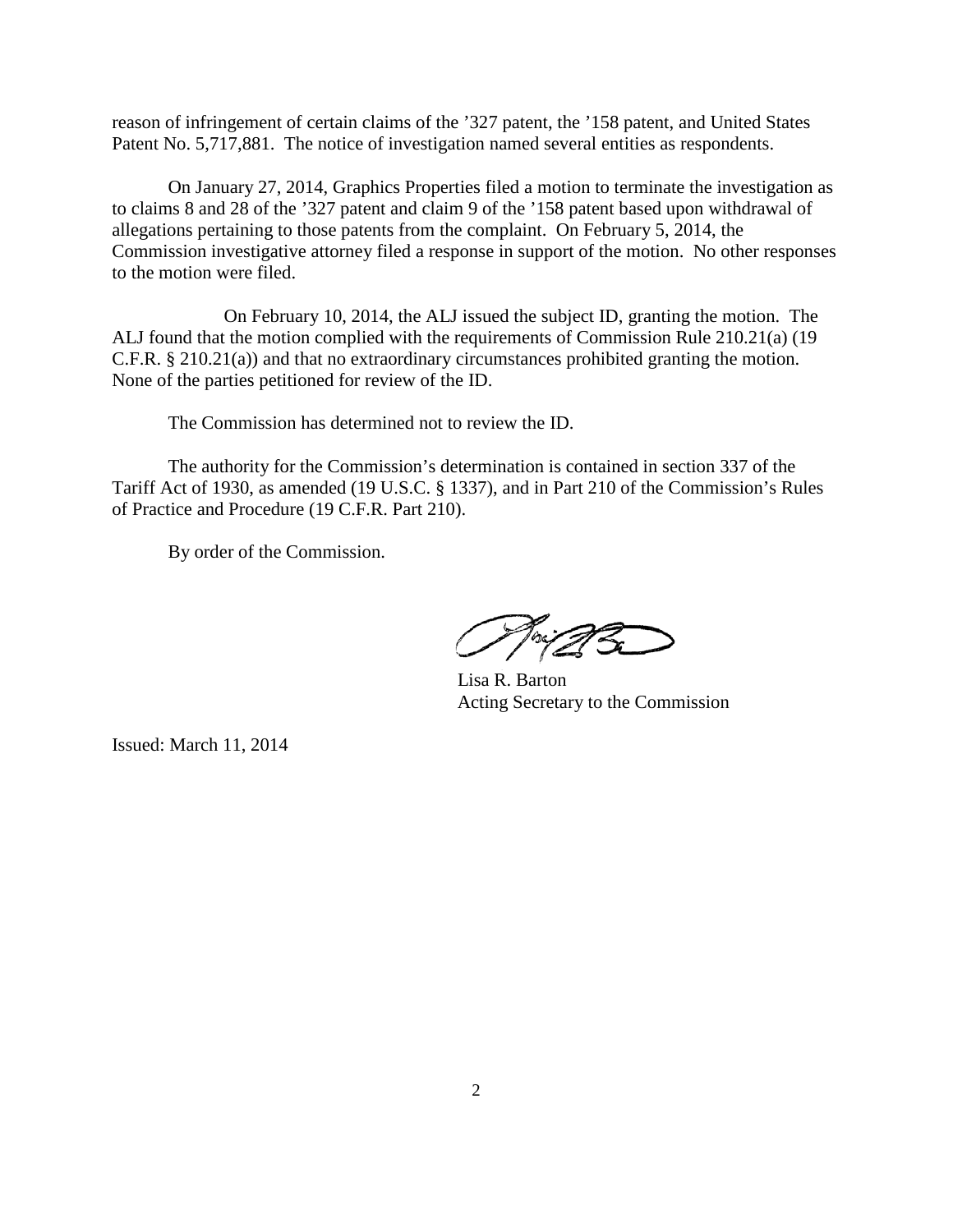reason of infringement of certain claims of the '327 patent, the '158 patent, and United States Patent No. 5,717,881. The notice of investigation named several entities as respondents.

On January 27, 2014, Graphics Properties filed a motion to terminate the investigation as to claims 8 and 28 of the '327 patent and claim 9 of the '158 patent based upon withdrawal of allegations pertaining to those patents from the complaint. On February 5, 2014, the Commission investigative attorney filed a response in support of the motion. No other responses to the motion were filed.

On February 10, 2014, the ALJ issued the subject ID, granting the motion. The ALJ found that the motion complied with the requirements of Commission Rule 210.21(a) (19 C.F.R. § 210.21(a)) and that no extraordinary circumstances prohibited granting the motion. None of the parties petitioned for review of the ID.

The Commission has determined not to review the ID.

The authority for the Commission's determination is contained in section 337 of the Tariff Act of 1930, as amended (19 U.S.C. § 1337), and in Part 210 of the Commission's Rules of Practice and Procedure (19 C.F.R. Part 210).

By order of the Commission.

Lisa R. Barton
Acting Secretary to the Commission

Issued: March 11, 2014